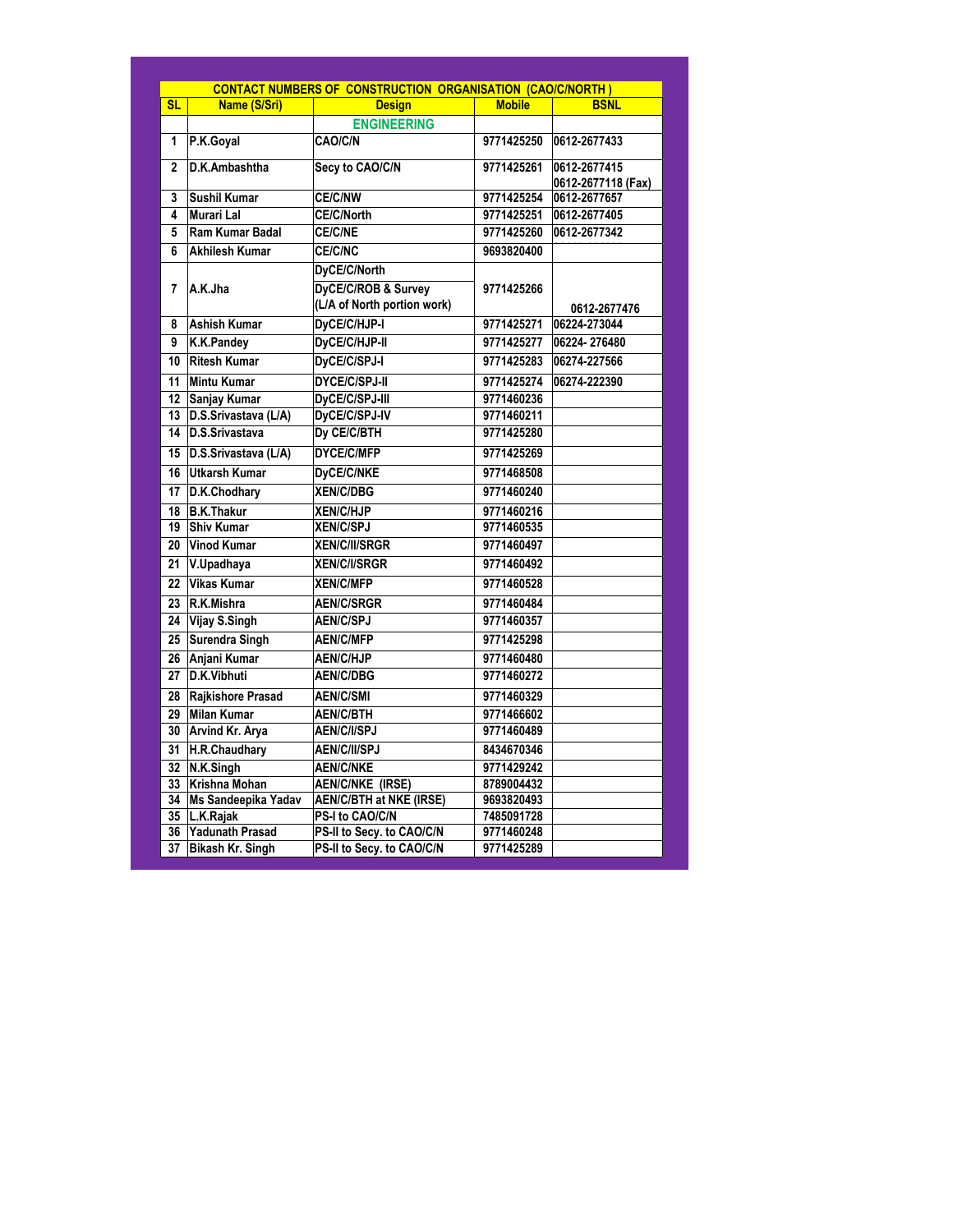| CONTACT NUMBERS OF CONSTRUCTION ORGANISATION (CAO/C/NORTH ) | | | | |
|---|---|---|---|---|
| **SL** | **Name (S/Sri)** | **Design** | **Mobile** | **BSNL** |
| | | **ENGINEERING** | | |
| 1 | P.K.Goyal | CAO/C/N | 9771425250 | 0612-2677433 |
| 2 | D.K.Ambashtha | Secy to CAO/C/N | 9771425261 | 0612-2677415 0612-2677118 (Fax) |
| 3 | Sushil Kumar | CE/C/NW | 9771425254 | 0612-2677657 |
| 4 | Murari Lal | CE/C/North | 9771425251 | 0612-2677405 |
| 5 | Ram Kumar Badal | CE/C/NE | 9771425260 | 0612-2677342 |
| 6 | Akhilesh Kumar | CE/C/NC | 9693820400 | |
| 7 | A.K.Jha | DyCE/C/North DyCE/C/ROB & Survey (L/A of North portion work) | 9771425266 | 0612-2677476 |
| 8 | Ashish Kumar | DyCE/C/HJP-I | 9771425271 | 06224-273044 |
| 9 | K.K.Pandey | DyCE/C/HJP-II | 9771425277 | 06224- 276480 |
| 10 | Ritesh Kumar | DyCE/C/SPJ-I | 9771425283 | 06274-227566 |
| 11 | Mintu Kumar | DYCE/C/SPJ-II | 9771425274 | 06274-222390 |
| 12 | Sanjay Kumar | DyCE/C/SPJ-III | 9771460236 | |
| 13 | D.S.Srivastava (L/A) | DyCE/C/SPJ-IV | 9771460211 | |
| 14 | D.S.Srivastava | Dy CE/C/BTH | 9771425280 | |
| 15 | D.S.Srivastava (L/A) | DYCE/C/MFP | 9771425269 | |
| 16 | Utkarsh Kumar | DyCE/C/NKE | 9771468508 | |
| 17 | D.K.Chodhary | XEN/C/DBG | 9771460240 | |
| 18 | B.K.Thakur | XEN/C/HJP | 9771460216 | |
| 19 | Shiv Kumar | XEN/C/SPJ | 9771460535 | |
| 20 | Vinod Kumar | XEN/C/II/SRGR | 9771460497 | |
| 21 | V.Upadhaya | XEN/C/I/SRGR | 9771460492 | |
| 22 | Vikas Kumar | XEN/C/MFP | 9771460528 | |
| 23 | R.K.Mishra | AEN/C/SRGR | 9771460484 | |
| 24 | Vijay S.Singh | AEN/C/SPJ | 9771460357 | |
| 25 | Surendra Singh | AEN/C/MFP | 9771425298 | |
| 26 | Anjani Kumar | AEN/C/HJP | 9771460480 | |
| 27 | D.K.Vibhuti | AEN/C/DBG | 9771460272 | |
| 28 | Rajkishore Prasad | AEN/C/SMI | 9771460329 | |
| 29 | Milan Kumar | AEN/C/BTH | 9771466602 | |
| 30 | Arvind Kr. Arya | AEN/C/I/SPJ | 9771460489 | |
| 31 | H.R.Chaudhary | AEN/C/II/SPJ | 8434670346 | |
| 32 | N.K.Singh | AEN/C/NKE | 9771429242 | |
| 33 | Krishna Mohan | AEN/C/NKE (IRSE) | 8789004432 | |
| 34 | Ms Sandeepika Yadav | AEN/C/BTH at NKE (IRSE) | 9693820493 | |
| 35 | L.K.Rajak | PS-I to CAO/C/N | 7485091728 | |
| 36 | Yadunath Prasad | PS-II to Secy. to CAO/C/N | 9771460248 | |
| 37 | Bikash Kr. Singh | PS-II to Secy. to CAO/C/N | 9771425289 | |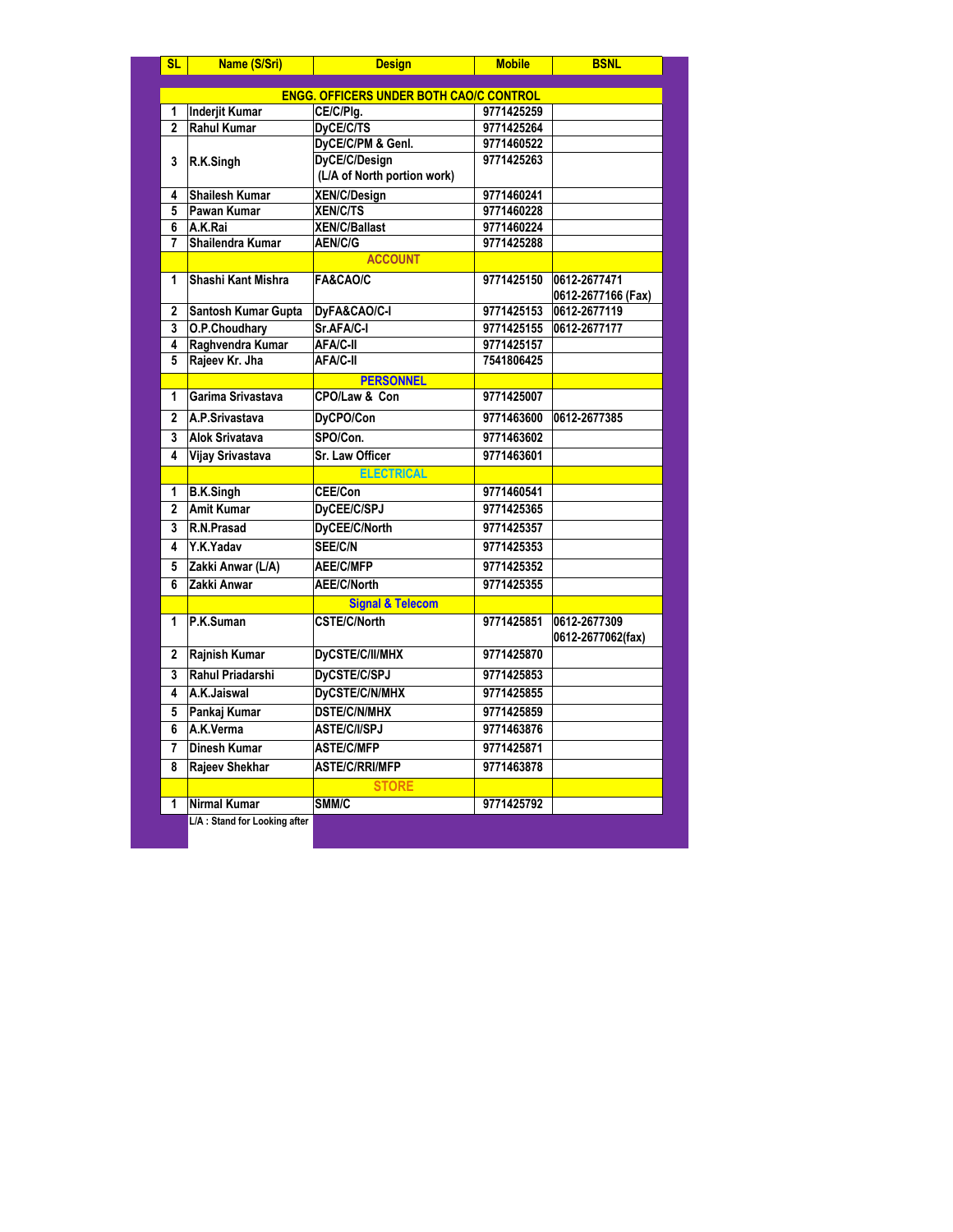| SL | Name (S/Sri) | Design | Mobile | BSNL |
|---|---|---|---|---|
| | | ENGG. OFFICERS UNDER BOTH CAO/C CONTROL | | |
| 1 | Inderjit Kumar | CE/C/Plg. | 9771425259 | |
| 2 | Rahul Kumar | DyCE/C/TS | 9771425264 | |
| 3 | R.K.Singh | DyCE/C/PM & Genl. | 9771460522 | |
| | | DyCE/C/Design (L/A of North portion work) | 9771425263 | |
| 4 | Shailesh Kumar | XEN/C/Design | 9771460241 | |
| 5 | Pawan Kumar | XEN/C/TS | 9771460228 | |
| 6 | A.K.Rai | XEN/C/Ballast | 9771460224 | |
| 7 | Shailendra Kumar | AEN/C/G | 9771425288 | |
| | | ACCOUNT | | |
| 1 | Shashi Kant Mishra | FA&CAO/C | 9771425150 | 0612-2677471<br>0612-2677166 (Fax) |
| 2 | Santosh Kumar Gupta | DyFA&CAO/C-I | 9771425153 | 0612-2677119 |
| 3 | O.P.Choudhary | Sr.AFA/C-I | 9771425155 | 0612-2677177 |
| 4 | Raghvendra Kumar | AFA/C-II | 9771425157 | |
| 5 | Rajeev Kr. Jha | AFA/C-II | 7541806425 | |
| | | PERSONNEL | | |
| 1 | Garima Srivastava | CPO/Law & Con | 9771425007 | |
| 2 | A.P.Srivastava | DyCPO/Con | 9771463600 | 0612-2677385 |
| 3 | Alok Srivatava | SPO/Con. | 9771463602 | |
| 4 | Vijay Srivastava | Sr. Law Officer | 9771463601 | |
| | | ELECTRICAL | | |
| 1 | B.K.Singh | CEE/Con | 9771460541 | |
| 2 | Amit Kumar | DyCEE/C/SPJ | 9771425365 | |
| 3 | R.N.Prasad | DyCEE/C/North | 9771425357 | |
| 4 | Y.K.Yadav | SEE/C/N | 9771425353 | |
| 5 | Zakki Anwar (L/A) | AEE/C/MFP | 9771425352 | |
| 6 | Zakki Anwar | AEE/C/North | 9771425355 | |
| | | Signal & Telecom | | |
| 1 | P.K.Suman | CSTE/C/North | 9771425851 | 0612-2677309<br>0612-2677062(fax) |
| 2 | Rajnish Kumar | DyCSTE/C/II/MHX | 9771425870 | |
| 3 | Rahul Priadarshi | DyCSTE/C/SPJ | 9771425853 | |
| 4 | A.K.Jaiswal | DyCSTE/C/N/MHX | 9771425855 | |
| 5 | Pankaj Kumar | DSTE/C/N/MHX | 9771425859 | |
| 6 | A.K.Verma | ASTE/C/I/SPJ | 9771463876 | |
| 7 | Dinesh Kumar | ASTE/C/MFP | 9771425871 | |
| 8 | Rajeev Shekhar | ASTE/C/RRI/MFP | 9771463878 | |
| | | STORE | | |
| 1 | Nirmal Kumar | SMM/C | 9771425792 | |

L/A : Stand for Looking after